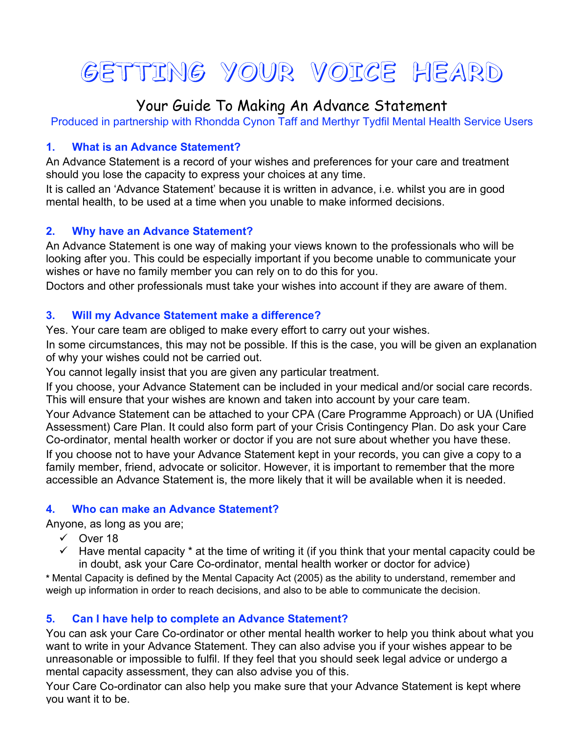# GETTING YOUR VOICE HEARD

## Your Guide To Making An Advance Statement

Produced in partnership with Rhondda Cynon Taff and Merthyr Tydfil Mental Health Service Users

### 1. What is an Advance Statement?

An Advance Statement is a record of your wishes and preferences for your care and treatment should you lose the capacity to express your choices at any time.

It is called an 'Advance Statement' because it is written in advance, i.e. whilst you are in good mental health, to be used at a time when you unable to make informed decisions.

### 2. Why have an Advance Statement?

An Advance Statement is one way of making your views known to the professionals who will be looking after you. This could be especially important if you become unable to communicate your wishes or have no family member you can rely on to do this for you.

Doctors and other professionals must take your wishes into account if they are aware of them.

### 3. Will my Advance Statement make a difference?

Yes. Your care team are obliged to make every effort to carry out your wishes.

In some circumstances, this may not be possible. If this is the case, you will be given an explanation of why your wishes could not be carried out.

You cannot legally insist that you are given any particular treatment.

If you choose, your Advance Statement can be included in your medical and/or social care records. This will ensure that your wishes are known and taken into account by your care team.

Your Advance Statement can be attached to your CPA (Care Programme Approach) or UA (Unified Assessment) Care Plan. It could also form part of your Crisis Contingency Plan. Do ask your Care Co-ordinator, mental health worker or doctor if you are not sure about whether you have these.

If you choose not to have your Advance Statement kept in your records, you can give a copy to a family member, friend, advocate or solicitor. However, it is important to remember that the more accessible an Advance Statement is, the more likely that it will be available when it is needed.

### 4. Who can make an Advance Statement?

Anyone, as long as you are;

- ✓ Over 18
- ✓ Have mental capacity * at the time of writing it (if you think that your mental capacity could be in doubt, ask your Care Co-ordinator, mental health worker or doctor for advice)

* Mental Capacity is defined by the Mental Capacity Act (2005) as the ability to understand, remember and weigh up information in order to reach decisions, and also to be able to communicate the decision.

### 5. Can I have help to complete an Advance Statement?

You can ask your Care Co-ordinator or other mental health worker to help you think about what you want to write in your Advance Statement. They can also advise you if your wishes appear to be unreasonable or impossible to fulfil. If they feel that you should seek legal advice or undergo a mental capacity assessment, they can also advise you of this.

Your Care Co-ordinator can also help you make sure that your Advance Statement is kept where you want it to be.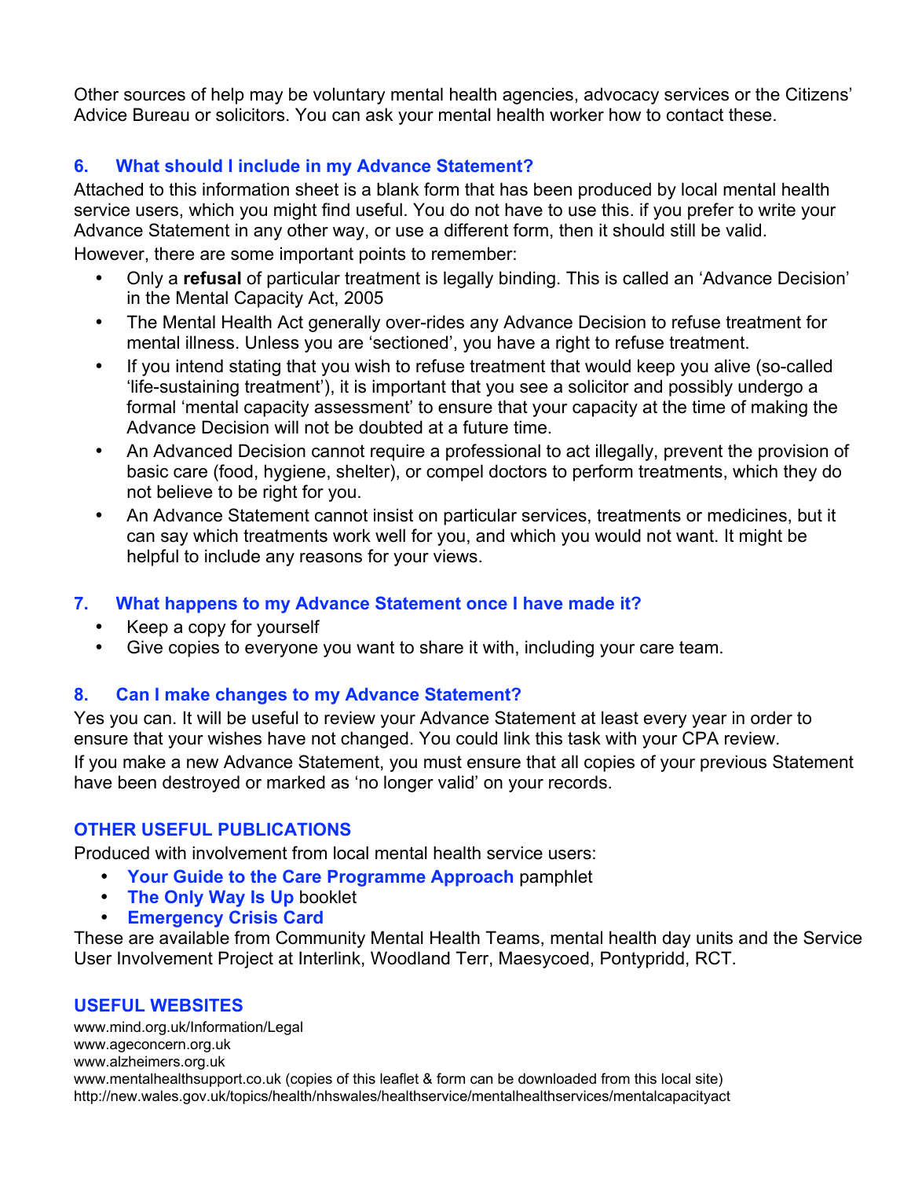Other sources of help may be voluntary mental health agencies, advocacy services or the Citizens' Advice Bureau or solicitors. You can ask your mental health worker how to contact these.

### 6. What should I include in my Advance Statement?

Attached to this information sheet is a blank form that has been produced by local mental health service users, which you might find useful. You do not have to use this. if you prefer to write your Advance Statement in any other way, or use a different form, then it should still be valid.

However, there are some important points to remember:

- Only a **refusal** of particular treatment is legally binding. This is called an 'Advance Decision' in the Mental Capacity Act, 2005
- The Mental Health Act generally over-rides any Advance Decision to refuse treatment for mental illness. Unless you are 'sectioned', you have a right to refuse treatment.
- If you intend stating that you wish to refuse treatment that would keep you alive (so-called 'life-sustaining treatment'), it is important that you see a solicitor and possibly undergo a formal 'mental capacity assessment' to ensure that your capacity at the time of making the Advance Decision will not be doubted at a future time.
- An Advanced Decision cannot require a professional to act illegally, prevent the provision of basic care (food, hygiene, shelter), or compel doctors to perform treatments, which they do not believe to be right for you.
- An Advance Statement cannot insist on particular services, treatments or medicines, but it can say which treatments work well for you, and which you would not want. It might be helpful to include any reasons for your views.

### 7. What happens to my Advance Statement once I have made it?

- Keep a copy for yourself
- Give copies to everyone you want to share it with, including your care team.

### 8. Can I make changes to my Advance Statement?

Yes you can. It will be useful to review your Advance Statement at least every year in order to ensure that your wishes have not changed. You could link this task with your CPA review.

If you make a new Advance Statement, you must ensure that all copies of your previous Statement have been destroyed or marked as 'no longer valid' on your records.

### OTHER USEFUL PUBLICATIONS

Produced with involvement from local mental health service users:

- **Your Guide to the Care Programme Approach** pamphlet
- **The Only Way Is Up** booklet
- **Emergency Crisis Card**

These are available from Community Mental Health Teams, mental health day units and the Service User Involvement Project at Interlink, Woodland Terr, Maesycoed, Pontypridd, RCT.

### USEFUL WEBSITES

www.mind.org.uk/Information/Legal
www.ageconcern.org.uk
www.alzheimers.org.uk
www.mentalhealthsupport.co.uk (copies of this leaflet & form can be downloaded from this local site)
http://new.wales.gov.uk/topics/health/nhswales/healthservice/mentalhealthservices/mentalcapacityact